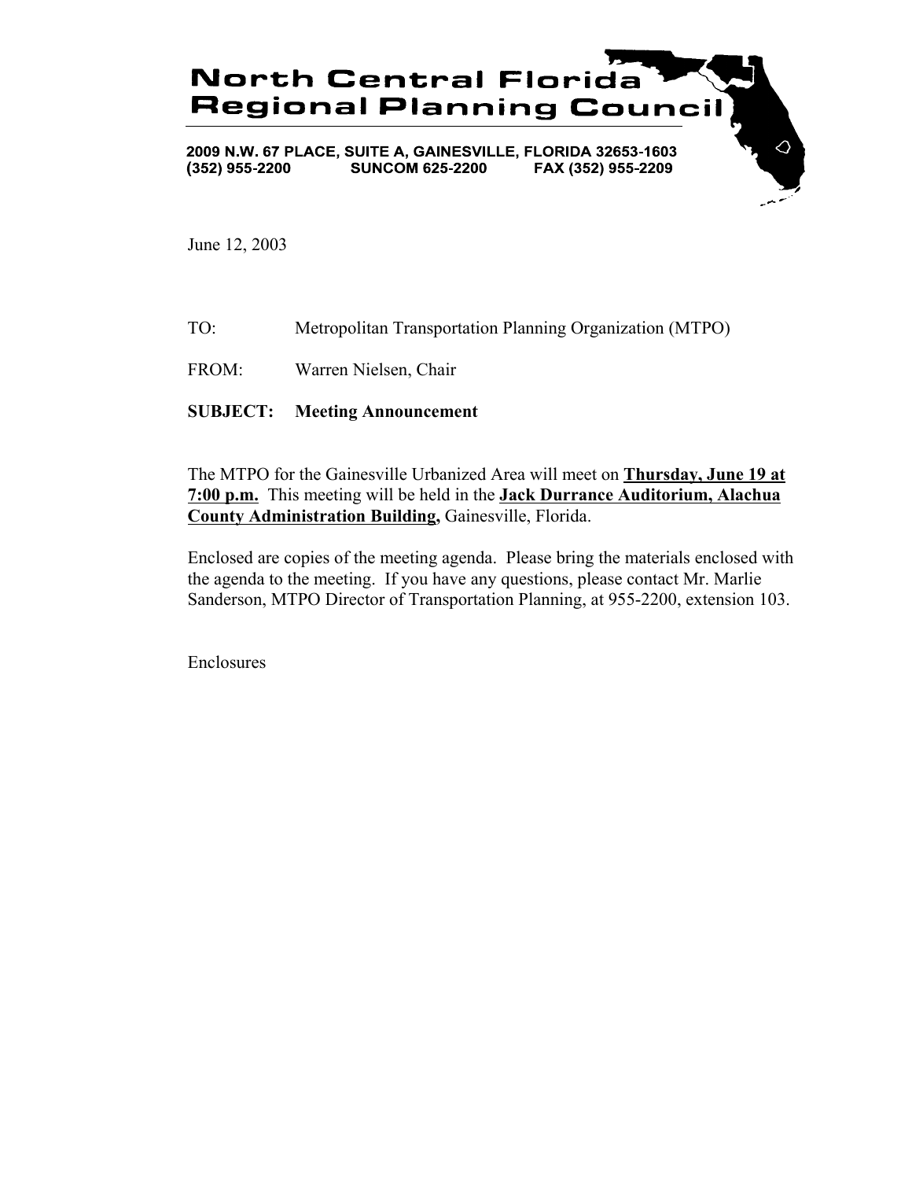# North Central Florida Regional Planning Council

2009 N.W. 67 PLACE, SUITE A, GAINESVILLE, FLORIDA 32653-1603
(352) 955-2200 SUNCOM 625-2200 FAX (352) 955-2209

June 12, 2003

TO: Metropolitan Transportation Planning Organization (MTPO)

FROM: Warren Nielsen, Chair

**SUBJECT: Meeting Announcement**

The MTPO for the Gainesville Urbanized Area will meet on **Thursday, June 19 at 7:00 p.m.** This meeting will be held in the **Jack Durrance Auditorium, Alachua County Administration Building,** Gainesville, Florida.

Enclosed are copies of the meeting agenda. Please bring the materials enclosed with the agenda to the meeting. If you have any questions, please contact Mr. Marlie Sanderson, MTPO Director of Transportation Planning, at 955-2200, extension 103.

Enclosures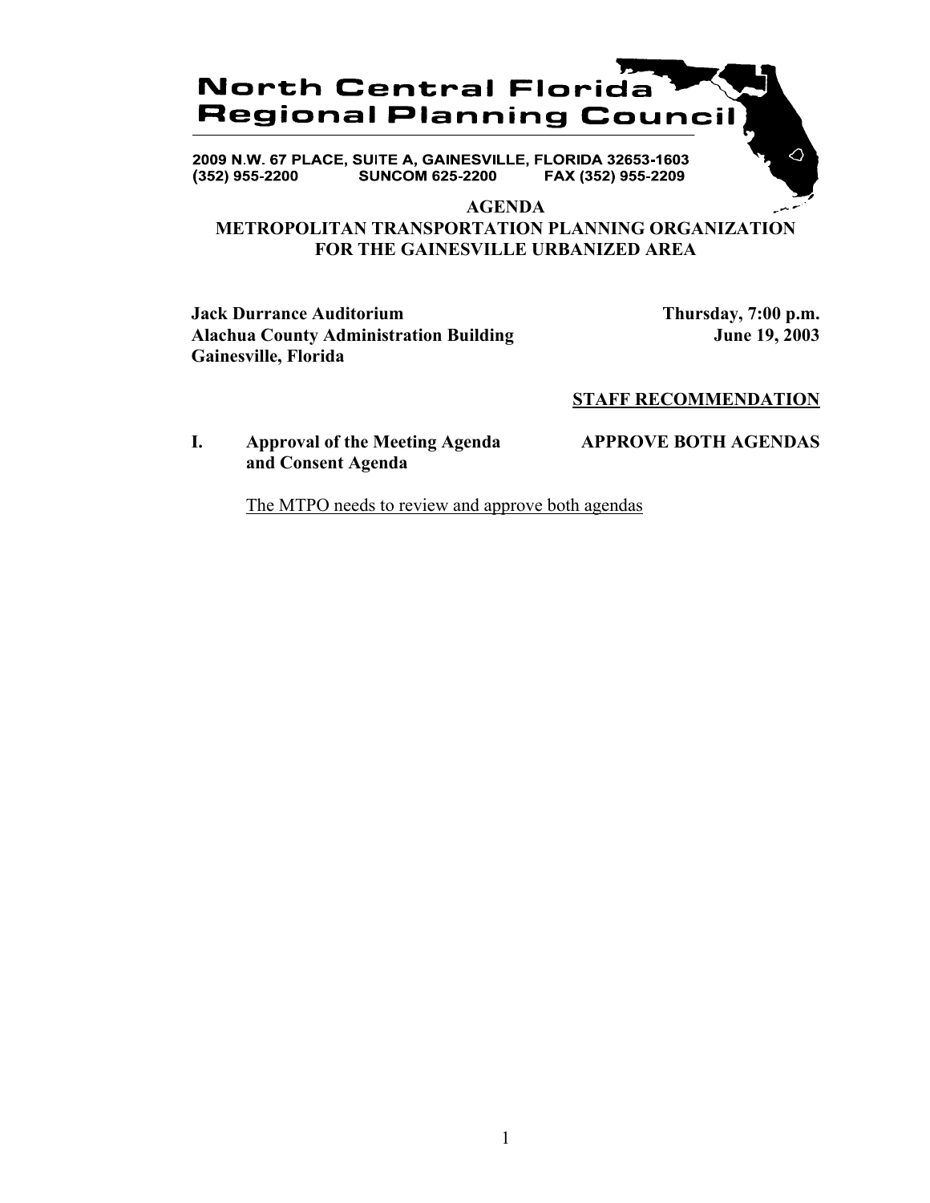# North Central Florida Regional Planning Council

2009 N.W. 67 PLACE, SUITE A, GAINESVILLE, FLORIDA 32653-1603
(352) 955-2200 SUNCOM 625-2200 FAX (352) 955-2209

## AGENDA
## METROPOLITAN TRANSPORTATION PLANNING ORGANIZATION FOR THE GAINESVILLE URBANIZED AREA

**Jack Durrance Auditorium**
**Alachua County Administration Building**
**Gainesville, Florida**

**Thursday, 7:00 p.m.**
**June 19, 2003**

**STAFF RECOMMENDATION**

**I. Approval of the Meeting Agenda and Consent Agenda** — **APPROVE BOTH AGENDAS**

The MTPO needs to review and approve both agendas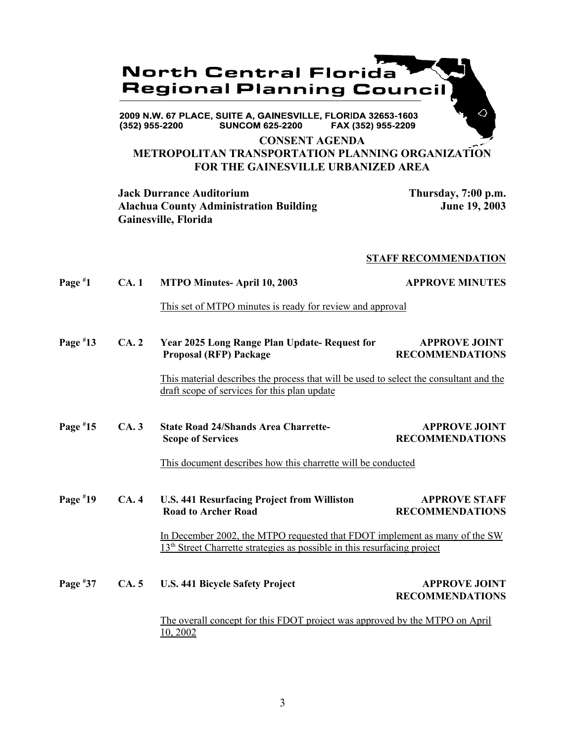# North Central Florida Regional Planning Council

2009 N.W. 67 PLACE, SUITE A, GAINESVILLE, FLORIDA 32653-1603
(352) 955-2200 SUNCOM 625-2200 FAX (352) 955-2209

## CONSENT AGENDA
## METROPOLITAN TRANSPORTATION PLANNING ORGANIZATION FOR THE GAINESVILLE URBANIZED AREA

**Jack Durrance Auditorium**
**Alachua County Administration Building**
**Gainesville, Florida**

**Thursday, 7:00 p.m.**
**June 19, 2003**

**STAFF RECOMMENDATION**

**Page #1 CA. 1 MTPO Minutes- April 10, 2003** — **APPROVE MINUTES**

This set of MTPO minutes is ready for review and approval

**Page #13 CA. 2 Year 2025 Long Range Plan Update- Request for Proposal (RFP) Package** — **APPROVE JOINT RECOMMENDATIONS**

This material describes the process that will be used to select the consultant and the draft scope of services for this plan update

**Page #15 CA. 3 State Road 24/Shands Area Charrette- Scope of Services** — **APPROVE JOINT RECOMMENDATIONS**

This document describes how this charrette will be conducted

**Page #19 CA. 4 U.S. 441 Resurfacing Project from Williston Road to Archer Road** — **APPROVE STAFF RECOMMENDATIONS**

In December 2002, the MTPO requested that FDOT implement as many of the SW 13th Street Charrette strategies as possible in this resurfacing project

**Page #37 CA. 5 U.S. 441 Bicycle Safety Project** — **APPROVE JOINT RECOMMENDATIONS**

The overall concept for this FDOT project was approved by the MTPO on April 10, 2002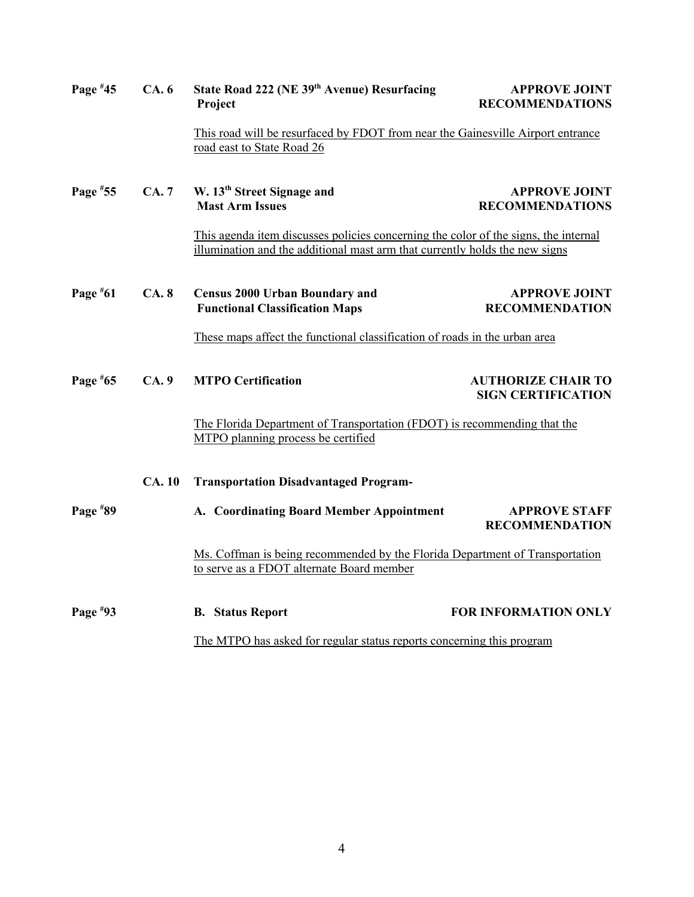**Page #45** **CA. 6** **State Road 222 (NE 39th Avenue) Resurfacing Project** **APPROVE JOINT RECOMMENDATIONS**

This road will be resurfaced by FDOT from near the Gainesville Airport entrance road east to State Road 26

**Page #55** **CA. 7** **W. 13th Street Signage and Mast Arm Issues** **APPROVE JOINT RECOMMENDATIONS**

This agenda item discusses policies concerning the color of the signs, the internal illumination and the additional mast arm that currently holds the new signs

**Page #61** **CA. 8** **Census 2000 Urban Boundary and Functional Classification Maps** **APPROVE JOINT RECOMMENDATION**

These maps affect the functional classification of roads in the urban area

**Page #65** **CA. 9** **MTPO Certification** **AUTHORIZE CHAIR TO SIGN CERTIFICATION**

The Florida Department of Transportation (FDOT) is recommending that the MTPO planning process be certified

**CA. 10** **Transportation Disadvantaged Program-**

**Page #89** **A. Coordinating Board Member Appointment** **APPROVE STAFF RECOMMENDATION**

Ms. Coffman is being recommended by the Florida Department of Transportation to serve as a FDOT alternate Board member

**Page #93** **B. Status Report** **FOR INFORMATION ONLY**

The MTPO has asked for regular status reports concerning this program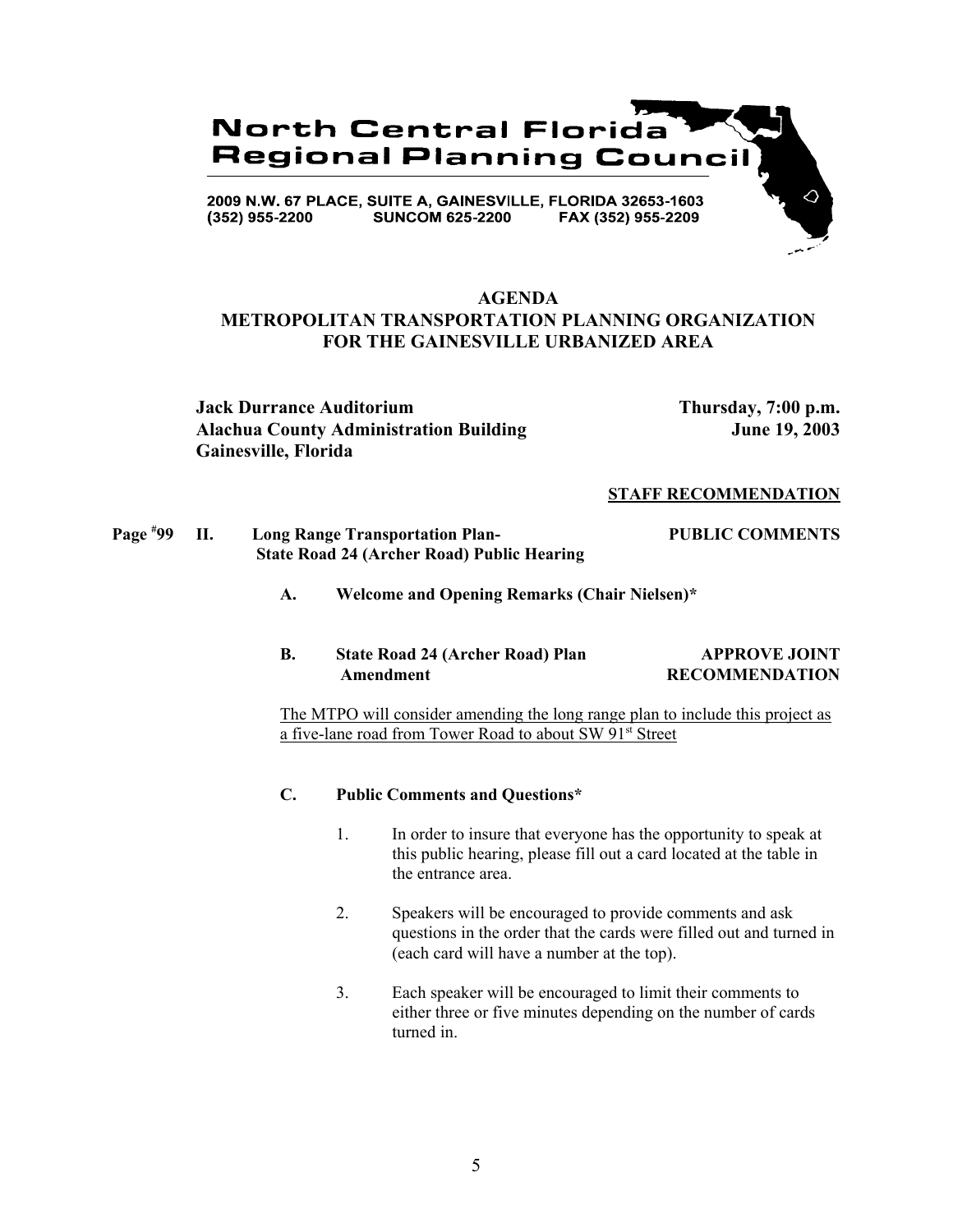**North Central Florida Regional Planning Council**

2009 N.W. 67 PLACE, SUITE A, GAINESVILLE, FLORIDA 32653-1603
(352) 955-2200 SUNCOM 625-2200 FAX (352) 955-2209

# AGENDA
## METROPOLITAN TRANSPORTATION PLANNING ORGANIZATION FOR THE GAINESVILLE URBANIZED AREA

**Jack Durrance Auditorium** **Thursday, 7:00 p.m.**
**Alachua County Administration Building** **June 19, 2003**
**Gainesville, Florida**

**STAFF RECOMMENDATION**

**Page #99 II. Long Range Transportation Plan- State Road 24 (Archer Road) Public Hearing** **PUBLIC COMMENTS**

**A. Welcome and Opening Remarks (Chair Nielsen)***

**B. State Road 24 (Archer Road) Plan Amendment** **APPROVE JOINT RECOMMENDATION**

The MTPO will consider amending the long range plan to include this project as a five-lane road from Tower Road to about SW 91st Street

**C. Public Comments and Questions***

1. In order to insure that everyone has the opportunity to speak at this public hearing, please fill out a card located at the table in the entrance area.

2. Speakers will be encouraged to provide comments and ask questions in the order that the cards were filled out and turned in (each card will have a number at the top).

3. Each speaker will be encouraged to limit their comments to either three or five minutes depending on the number of cards turned in.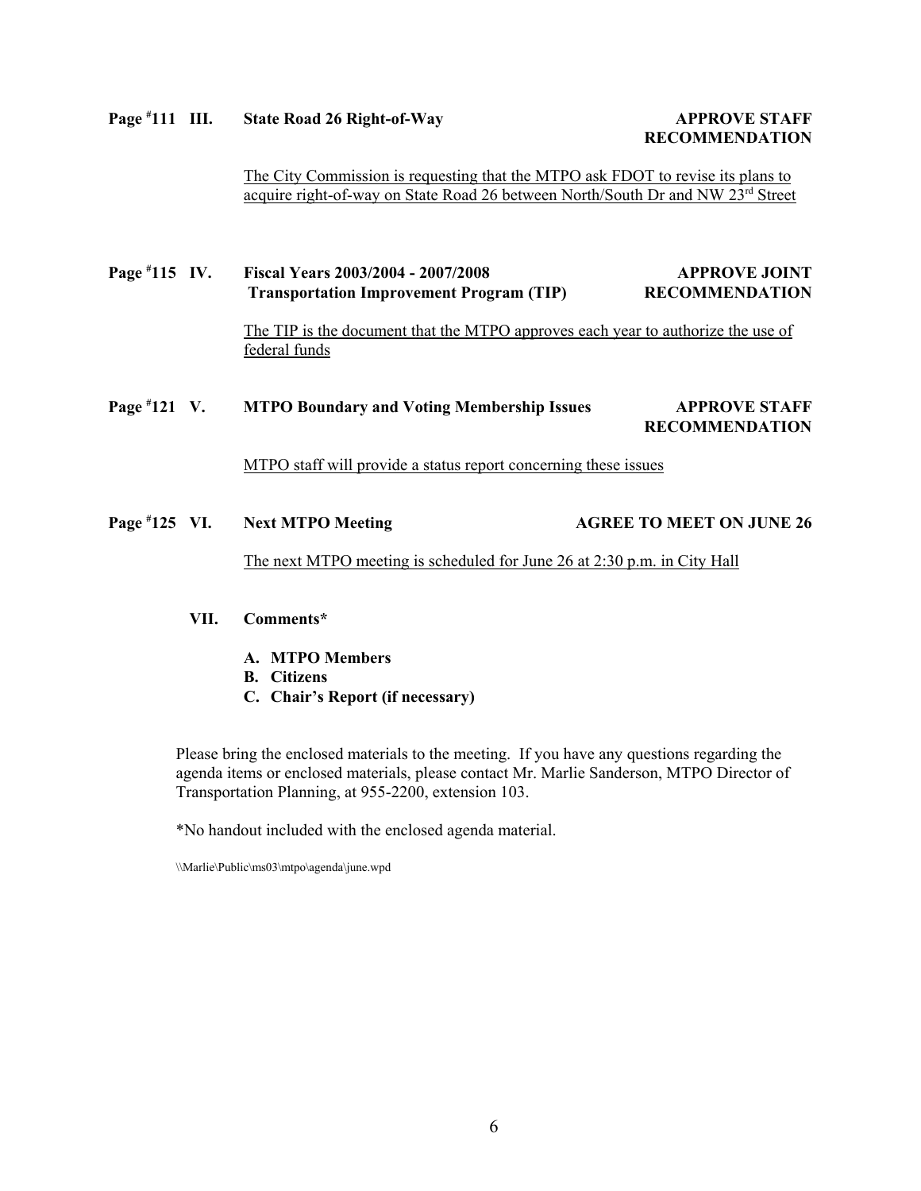**Page #111 III. State Road 26 Right-of-Way** **APPROVE STAFF RECOMMENDATION**

The City Commission is requesting that the MTPO ask FDOT to revise its plans to acquire right-of-way on State Road 26 between North/South Dr and NW 23rd Street

**Page #115 IV. Fiscal Years 2003/2004 - 2007/2008 Transportation Improvement Program (TIP)** **APPROVE JOINT RECOMMENDATION**

The TIP is the document that the MTPO approves each year to authorize the use of federal funds

**Page #121 V. MTPO Boundary and Voting Membership Issues** **APPROVE STAFF RECOMMENDATION**

MTPO staff will provide a status report concerning these issues

**Page #125 VI. Next MTPO Meeting** **AGREE TO MEET ON JUNE 26**

The next MTPO meeting is scheduled for June 26 at 2:30 p.m. in City Hall

**VII. Comments***

**A. MTPO Members**
**B. Citizens**
**C. Chair's Report (if necessary)**

Please bring the enclosed materials to the meeting. If you have any questions regarding the agenda items or enclosed materials, please contact Mr. Marlie Sanderson, MTPO Director of Transportation Planning, at 955-2200, extension 103.

*No handout included with the enclosed agenda material.

\\Marlie\Public\ms03\mtpo\agenda\june.wpd